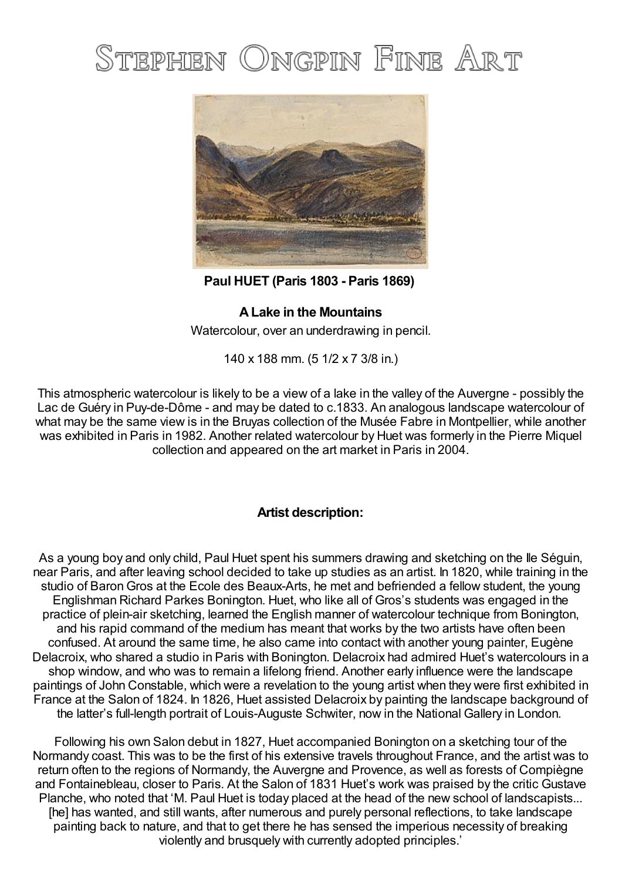# Stephen Ongpin Fine Art

**Paul HUET (Paris 1803 - Paris 1869)**

**A Lake in the Mountains**

Watercolour, over an underdrawing in pencil.

140 x 188 mm. (5 1/2 x 7 3/8 in.)

This atmospheric watercolour is likely to be a view of a lake in the valley of the Auvergne - possibly the Lac de Guéry in Puy-de-Dôme - and may be dated to c.1833. An analogous landscape watercolour of what may be the same view is in the Bruyas collection of the Musée Fabre in Montpellier, while another was exhibited in Paris in 1982. Another related watercolour by Huet was formerly in the Pierre Miquel collection and appeared on the art market in Paris in 2004.

**Artist description:**

As a young boy and only child, Paul Huet spent his summers drawing and sketching on the Ile Séguin, near Paris, and after leaving school decided to take up studies as an artist. In 1820, while training in the studio of Baron Gros at the Ecole des Beaux-Arts, he met and befriended a fellow student, the young Englishman Richard Parkes Bonington. Huet, who like all of Gros's students was engaged in the practice of plein-air sketching, learned the English manner of watercolour technique from Bonington, and his rapid command of the medium has meant that works by the two artists have often been confused. At around the same time, he also came into contact with another young painter, Eugène Delacroix, who shared a studio in Paris with Bonington. Delacroix had admired Huet's watercolours in a shop window, and who was to remain a lifelong friend. Another early influence were the landscape paintings of John Constable, which were a revelation to the young artist when they were first exhibited in France at the Salon of 1824. In 1826, Huet assisted Delacroix by painting the landscape background of the latter's full-length portrait of Louis-Auguste Schwiter, now in the National Gallery in London.

Following his own Salon debut in 1827, Huet accompanied Bonington on a sketching tour of the Normandy coast. This was to be the first of his extensive travels throughout France, and the artist was to return often to the regions of Normandy, the Auvergne and Provence, as well as forests of Compiègne and Fontainebleau, closer to Paris. At the Salon of 1831 Huet's work was praised by the critic Gustave Planche, who noted that 'M. Paul Huet is today placed at the head of the new school of landscapists... [he] has wanted, and still wants, after numerous and purely personal reflections, to take landscape painting back to nature, and that to get there he has sensed the imperious necessity of breaking violently and brusquely with currently adopted principles.'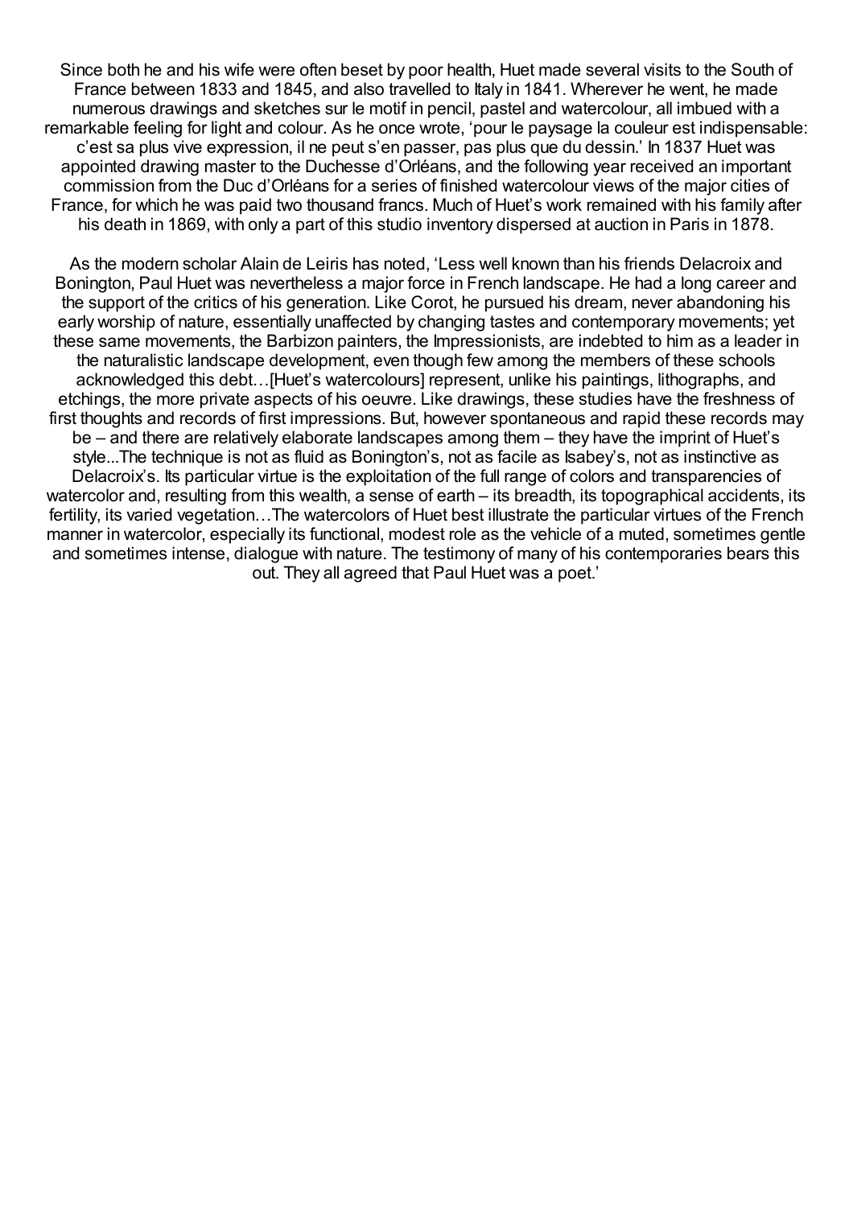Since both he and his wife were often beset by poor health, Huet made several visits to the South of France between 1833 and 1845, and also travelled to Italy in 1841. Wherever he went, he made numerous drawings and sketches sur le motif in pencil, pastel and watercolour, all imbued with a remarkable feeling for light and colour. As he once wrote, 'pour le paysage la couleur est indispensable: c'est sa plus vive expression, il ne peut s'en passer, pas plus que du dessin.' In 1837 Huet was appointed drawing master to the Duchesse d'Orléans, and the following year received an important commission from the Duc d'Orléans for a series of finished watercolour views of the major cities of France, for which he was paid two thousand francs. Much of Huet's work remained with his family after his death in 1869, with only a part of this studio inventory dispersed at auction in Paris in 1878.

As the modern scholar Alain de Leiris has noted, 'Less well known than his friends Delacroix and Bonington, Paul Huet was nevertheless a major force in French landscape. He had a long career and the support of the critics of his generation. Like Corot, he pursued his dream, never abandoning his early worship of nature, essentially unaffected by changing tastes and contemporary movements; yet these same movements, the Barbizon painters, the Impressionists, are indebted to him as a leader in the naturalistic landscape development, even though few among the members of these schools acknowledged this debt…[Huet's watercolours] represent, unlike his paintings, lithographs, and etchings, the more private aspects of his oeuvre. Like drawings, these studies have the freshness of first thoughts and records of first impressions. But, however spontaneous and rapid these records may be – and there are relatively elaborate landscapes among them – they have the imprint of Huet's style...The technique is not as fluid as Bonington's, not as facile as Isabey's, not as instinctive as Delacroix's. Its particular virtue is the exploitation of the full range of colors and transparencies of watercolor and, resulting from this wealth, a sense of earth – its breadth, its topographical accidents, its fertility, its varied vegetation…The watercolors of Huet best illustrate the particular virtues of the French manner in watercolor, especially its functional, modest role as the vehicle of a muted, sometimes gentle and sometimes intense, dialogue with nature. The testimony of many of his contemporaries bears this out. They all agreed that Paul Huet was a poet.'